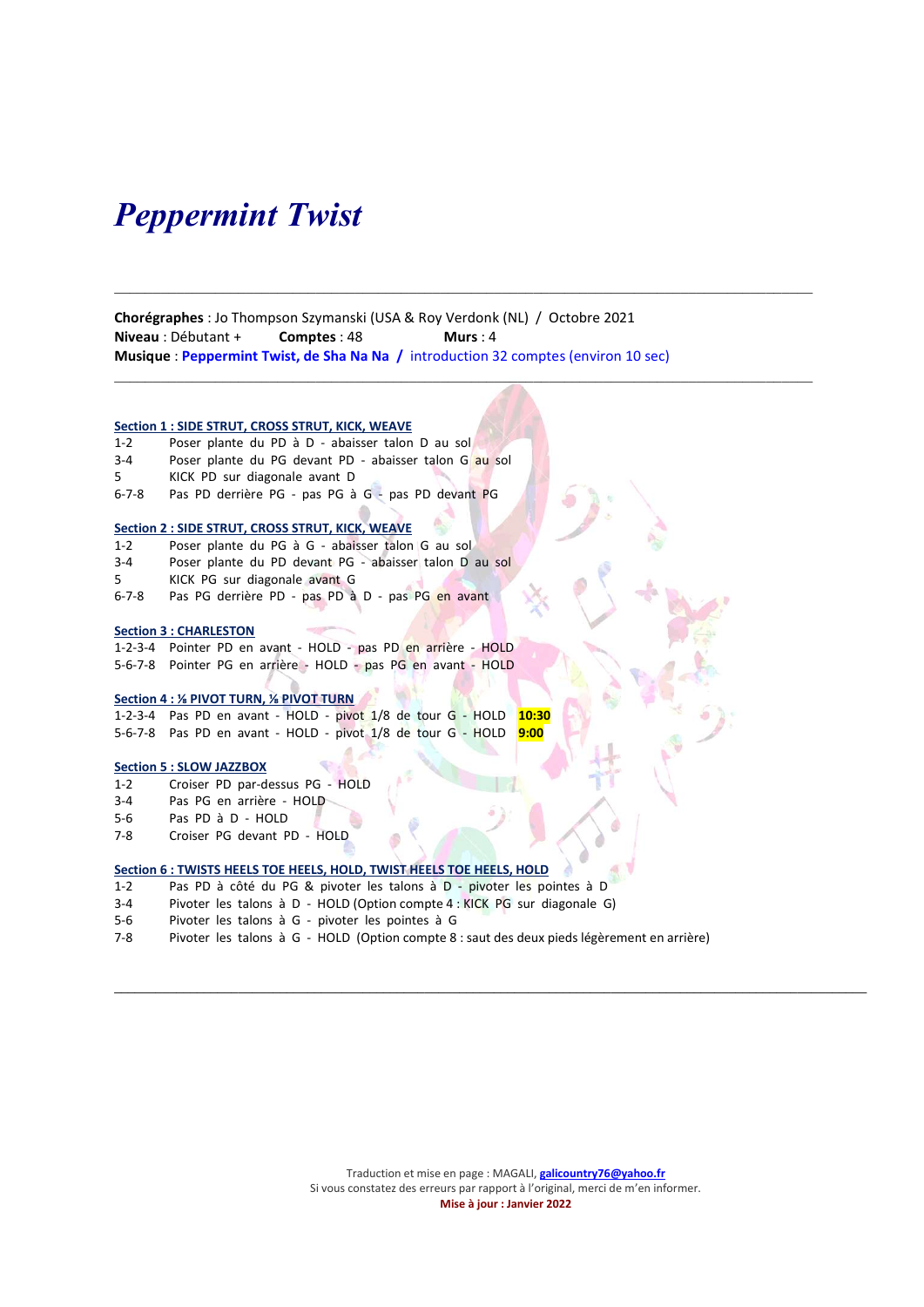# *Peppermint Twist*

---

**Chorégraphes** : Jo Thompson Szymanski (USA & Roy Verdonk (NL) / Octobre 2021
**Niveau** : Débutant + **Comptes** : 48 **Murs** : 4
**Musique** : **Peppermint Twist, de Sha Na Na** / introduction 32 comptes (environ 10 sec)

---

**Section 1 : SIDE STRUT, CROSS STRUT, KICK, WEAVE**

| | |
|---|---|
| 1-2 | Poser plante du PD à D - abaisser talon D au sol |
| 3-4 | Poser plante du PG devant PD - abaisser talon G au sol |
| 5 | KICK PD sur diagonale avant D |
| 6-7-8 | Pas PD derrière PG - pas PG à G - pas PD devant PG |

**Section 2 : SIDE STRUT, CROSS STRUT, KICK, WEAVE**

| | |
|---|---|
| 1-2 | Poser plante du PG à G - abaisser talon G au sol |
| 3-4 | Poser plante du PD devant PG - abaisser talon D au sol |
| 5 | KICK PG sur diagonale avant G |
| 6-7-8 | Pas PG derrière PD - pas PD à D - pas PG en avant |

**Section 3 : CHARLESTON**

| | |
|---|---|
| 1-2-3-4 | Pointer PD en avant - HOLD - pas PD en arrière - HOLD |
| 5-6-7-8 | Pointer PG en arrière - HOLD - pas PG en avant - HOLD |

**Section 4 : ⅛ PIVOT TURN, ⅛ PIVOT TURN**

| | |
|---|---|
| 1-2-3-4 | Pas PD en avant - HOLD - pivot 1/8 de tour G - HOLD **10:30** |
| 5-6-7-8 | Pas PD en avant - HOLD - pivot 1/8 de tour G - HOLD **9:00** |

**Section 5 : SLOW JAZZBOX**

| | |
|---|---|
| 1-2 | Croiser PD par-dessus PG - HOLD |
| 3-4 | Pas PG en arrière - HOLD |
| 5-6 | Pas PD à D - HOLD |
| 7-8 | Croiser PG devant PD - HOLD |

**Section 6 : TWISTS HEELS TOE HEELS, HOLD, TWIST HEELS TOE HEELS, HOLD**

| | |
|---|---|
| 1-2 | Pas PD à côté du PG & pivoter les talons à D - pivoter les pointes à D |
| 3-4 | Pivoter les talons à D - HOLD (Option compte 4 : KICK PG sur diagonale G) |
| 5-6 | Pivoter les talons à G - pivoter les pointes à G |
| 7-8 | Pivoter les talons à G - HOLD (Option compte 8 : saut des deux pieds légèrement en arrière) |

---

Traduction et mise en page : MAGALI, **galicountry76@yahoo.fr**
Si vous constatez des erreurs par rapport à l'original, merci de m'en informer.
**Mise à jour : Janvier 2022**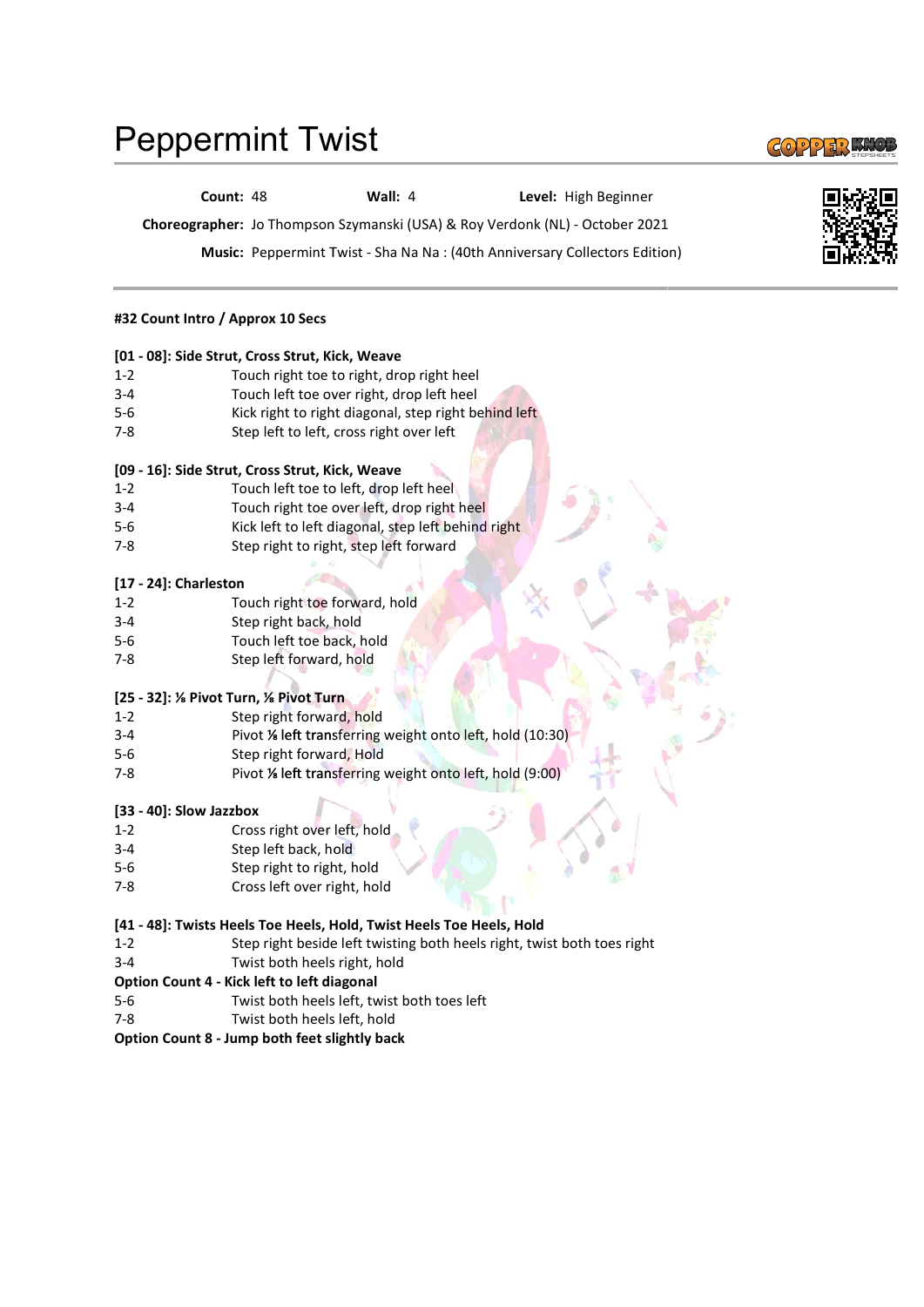# Peppermint Twist

**Count:** 48 **Wall:** 4 **Level:** High Beginner

**Choreographer:** Jo Thompson Szymanski (USA) & Roy Verdonk (NL) - October 2021

**Music:** Peppermint Twist - Sha Na Na : (40th Anniversary Collectors Edition)

**#32 Count Intro / Approx 10 Secs**

**[01 - 08]: Side Strut, Cross Strut, Kick, Weave**

| | |
|---|---|
| 1-2 | Touch right toe to right, drop right heel |
| 3-4 | Touch left toe over right, drop left heel |
| 5-6 | Kick right to right diagonal, step right behind left |
| 7-8 | Step left to left, cross right over left |

**[09 - 16]: Side Strut, Cross Strut, Kick, Weave**

| | |
|---|---|
| 1-2 | Touch left toe to left, drop left heel |
| 3-4 | Touch right toe over left, drop right heel |
| 5-6 | Kick left to left diagonal, step left behind right |
| 7-8 | Step right to right, step left forward |

**[17 - 24]: Charleston**

| | |
|---|---|
| 1-2 | Touch right toe forward, hold |
| 3-4 | Step right back, hold |
| 5-6 | Touch left toe back, hold |
| 7-8 | Step left forward, hold |

**[25 - 32]: ⅛ Pivot Turn, ⅛ Pivot Turn**

| | |
|---|---|
| 1-2 | Step right forward, hold |
| 3-4 | Pivot ⅛ left transferring weight onto left, hold (10:30) |
| 5-6 | Step right forward, Hold |
| 7-8 | Pivot ⅛ left transferring weight onto left, hold (9:00) |

**[33 - 40]: Slow Jazzbox**

| | |
|---|---|
| 1-2 | Cross right over left, hold |
| 3-4 | Step left back, hold |
| 5-6 | Step right to right, hold |
| 7-8 | Cross left over right, hold |

**[41 - 48]: Twists Heels Toe Heels, Hold, Twist Heels Toe Heels, Hold**

| | |
|---|---|
| 1-2 | Step right beside left twisting both heels right, twist both toes right |
| 3-4 | Twist both heels right, hold |

**Option Count 4 - Kick left to left diagonal**

| | |
|---|---|
| 5-6 | Twist both heels left, twist both toes left |
| 7-8 | Twist both heels left, hold |

**Option Count 8 - Jump both feet slightly back**